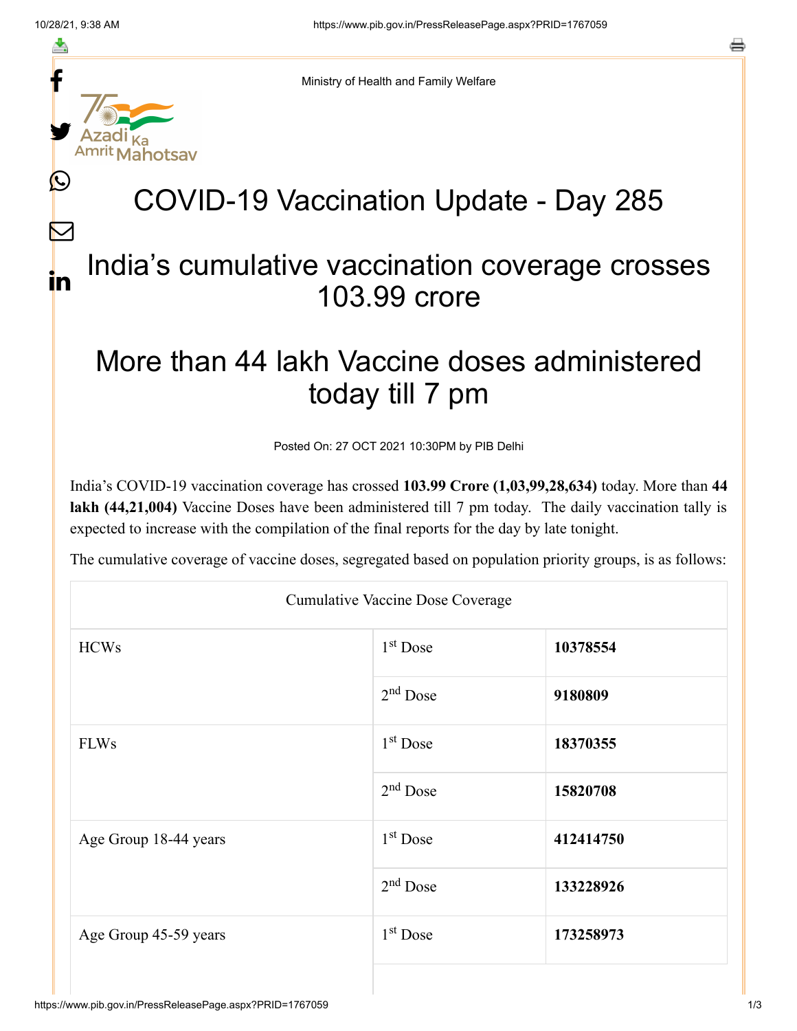Ministry of Health and Family Welfare

# COVID-19 Vaccination Update - Day 285

## India's cumulative vaccination coverage crosses 103.99 crore

## More than 44 lakh Vaccine doses administered today till 7 pm

Posted On: 27 OCT 2021 10:30PM by PIB Delhi

India's COVID-19 vaccination coverage has crossed **103.99 Crore (1,03,99,28,634)** today. More than **44 lakh (44,21,004)** Vaccine Doses have been administered till 7 pm today. The daily vaccination tally is expected to increase with the compilation of the final reports for the day by late tonight.

The cumulative coverage of vaccine doses, segregated based on population priority groups, is as follows:

| Cumulative Vaccine Dose Coverage | | |
|---|---|---|
| HCWs | 1st Dose | **10378554** |
| | 2nd Dose | **9180809** |
| FLWs | 1st Dose | **18370355** |
| | 2nd Dose | **15820708** |
| Age Group 18-44 years | 1st Dose | **412414750** |
| | 2nd Dose | **133228926** |
| Age Group 45-59 years | 1st Dose | **173258973** |
| | | |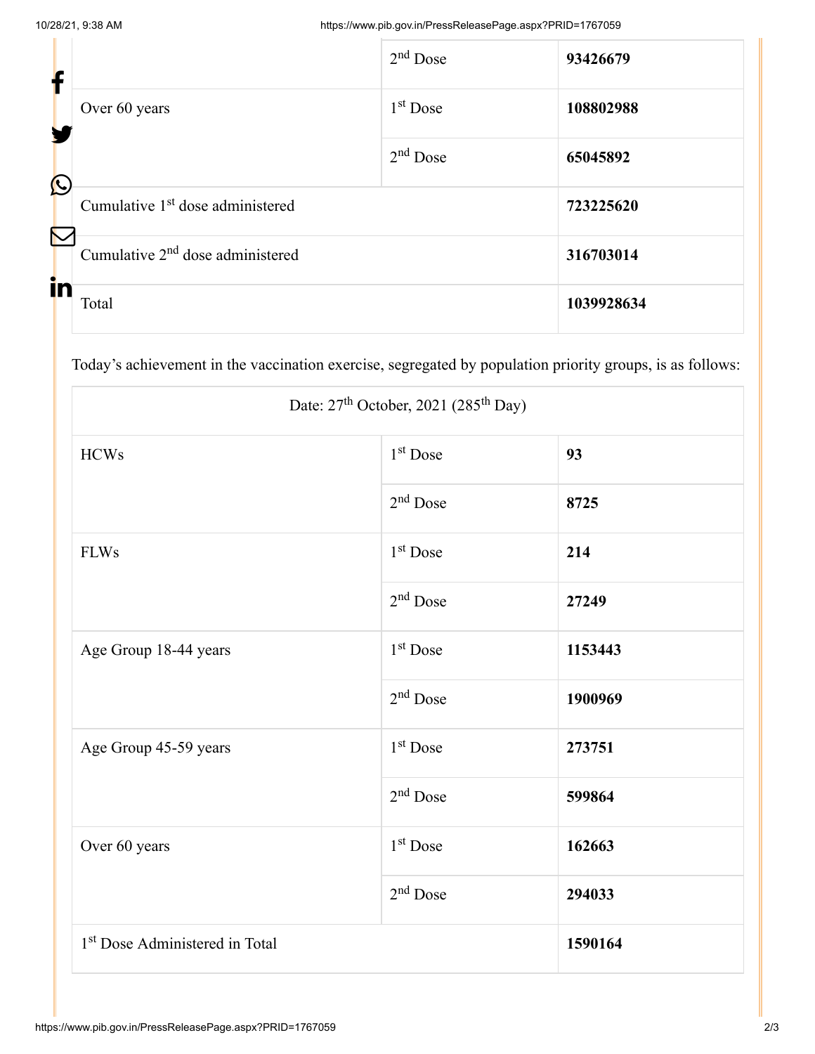| | 2nd Dose | **93426679** |
|---|---|---|
| Over 60 years | 1st Dose | **108802988** |
| | 2nd Dose | **65045892** |
| Cumulative 1st dose administered | | **723225620** |
| Cumulative 2nd dose administered | | **316703014** |
| Total | | **1039928634** |

Today's achievement in the vaccination exercise, segregated by population priority groups, is as follows:

| Date: 27th October, 2021 (285th Day) | | |
|---|---|---|
| HCWs | 1st Dose | **93** |
| | 2nd Dose | **8725** |
| FLWs | 1st Dose | **214** |
| | 2nd Dose | **27249** |
| Age Group 18-44 years | 1st Dose | **1153443** |
| | 2nd Dose | **1900969** |
| Age Group 45-59 years | 1st Dose | **273751** |
| | 2nd Dose | **599864** |
| Over 60 years | 1st Dose | **162663** |
| | 2nd Dose | **294033** |
| 1st Dose Administered in Total | | **1590164** |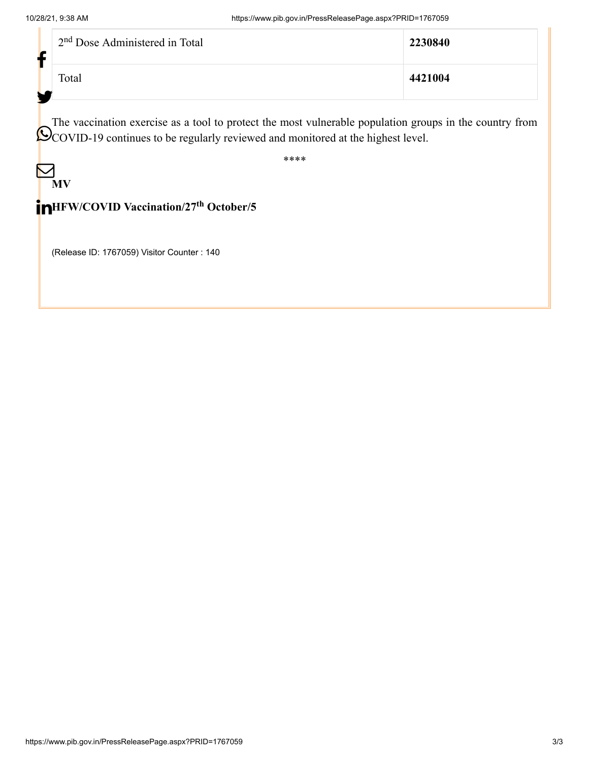| | |
|---|---|
| 2nd Dose Administered in Total | **2230840** |
| Total | **4421004** |

The vaccination exercise as a tool to protect the most vulnerable population groups in the country from COVID-19 continues to be regularly reviewed and monitored at the highest level.

****

**MV**

**HFW/COVID Vaccination/27th October/5**

(Release ID: 1767059) Visitor Counter : 140